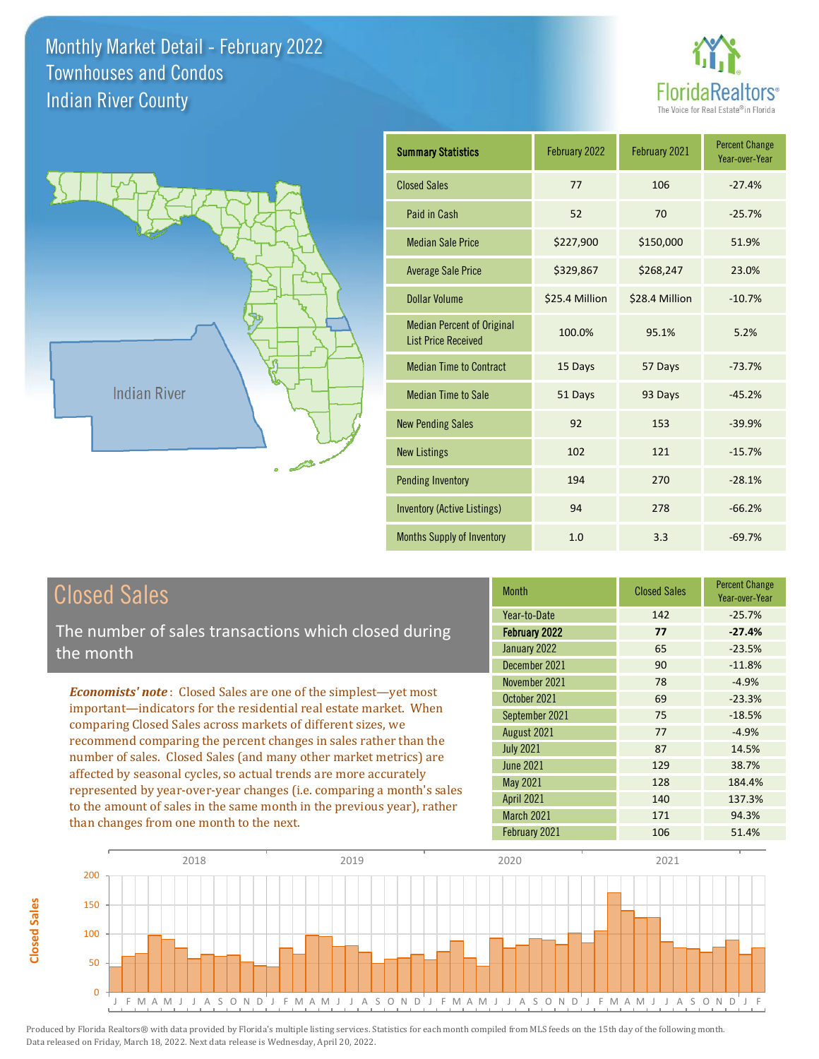# Monthly Market Detail - February 2022
## Townhouses and Condos
## Indian River County

| Summary Statistics | February 2022 | February 2021 | Percent Change Year-over-Year |
|---|---|---|---|
| Closed Sales | 77 | 106 | -27.4% |
| Paid in Cash | 52 | 70 | -25.7% |
| Median Sale Price | $227,900 | $150,000 | 51.9% |
| Average Sale Price | $329,867 | $268,247 | 23.0% |
| Dollar Volume | $25.4 Million | $28.4 Million | -10.7% |
| Median Percent of Original List Price Received | 100.0% | 95.1% | 5.2% |
| Median Time to Contract | 15 Days | 57 Days | -73.7% |
| Median Time to Sale | 51 Days | 93 Days | -45.2% |
| New Pending Sales | 92 | 153 | -39.9% |
| New Listings | 102 | 121 | -15.7% |
| Pending Inventory | 194 | 270 | -28.1% |
| Inventory (Active Listings) | 94 | 278 | -66.2% |
| Months Supply of Inventory | 1.0 | 3.3 | -69.7% |

## Closed Sales

The number of sales transactions which closed during the month

***Economists' note***: Closed Sales are one of the simplest—yet most important—indicators for the residential real estate market. When comparing Closed Sales across markets of different sizes, we recommend comparing the percent changes in sales rather than the number of sales. Closed Sales (and many other market metrics) are affected by seasonal cycles, so actual trends are more accurately represented by year-over-year changes (i.e. comparing a month's sales to the amount of sales in the same month in the previous year), rather than changes from one month to the next.

| Month | Closed Sales | Percent Change Year-over-Year |
|---|---|---|
| Year-to-Date | 142 | -25.7% |
| **February 2022** | **77** | **-27.4%** |
| January 2022 | 65 | -23.5% |
| December 2021 | 90 | -11.8% |
| November 2021 | 78 | -4.9% |
| October 2021 | 69 | -23.3% |
| September 2021 | 75 | -18.5% |
| August 2021 | 77 | -4.9% |
| July 2021 | 87 | 14.5% |
| June 2021 | 129 | 38.7% |
| May 2021 | 128 | 184.4% |
| April 2021 | 140 | 137.3% |
| March 2021 | 171 | 94.3% |
| February 2021 | 106 | 51.4% |

Produced by Florida Realtors® with data provided by Florida's multiple listing services. Statistics for each month compiled from MLS feeds on the 15th day of the following month. Data released on Friday, March 18, 2022. Next data release is Wednesday, April 20, 2022.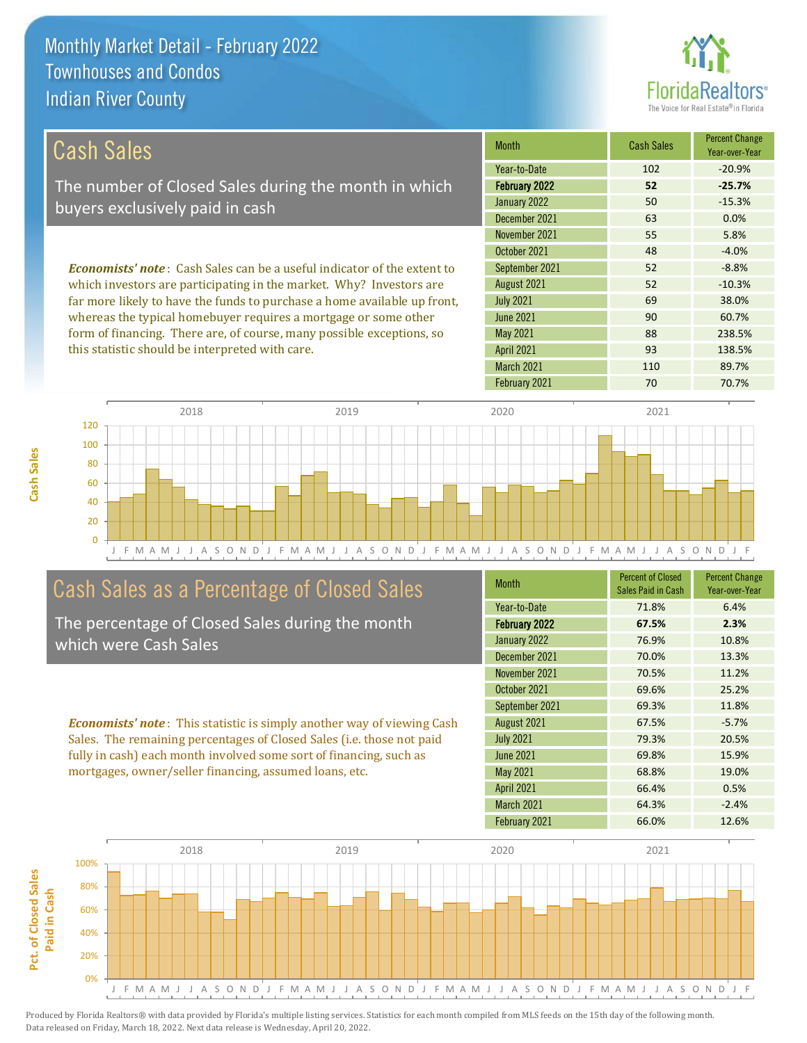# Monthly Market Detail - February 2022
## Townhouses and Condos
## Indian River County

## Cash Sales

The number of Closed Sales during the month in which buyers exclusively paid in cash

***Economists' note***: Cash Sales can be a useful indicator of the extent to which investors are participating in the market. Why? Investors are far more likely to have the funds to purchase a home available up front, whereas the typical homebuyer requires a mortgage or some other form of financing. There are, of course, many possible exceptions, so this statistic should be interpreted with care.

| Month | Cash Sales | Percent Change Year-over-Year |
|---|---|---|
| Year-to-Date | 102 | -20.9% |
| **February 2022** | **52** | **-25.7%** |
| January 2022 | 50 | -15.3% |
| December 2021 | 63 | 0.0% |
| November 2021 | 55 | 5.8% |
| October 2021 | 48 | -4.0% |
| September 2021 | 52 | -8.8% |
| August 2021 | 52 | -10.3% |
| July 2021 | 69 | 38.0% |
| June 2021 | 90 | 60.7% |
| May 2021 | 88 | 238.5% |
| April 2021 | 93 | 138.5% |
| March 2021 | 110 | 89.7% |
| February 2021 | 70 | 70.7% |

## Cash Sales as a Percentage of Closed Sales

The percentage of Closed Sales during the month which were Cash Sales

***Economists' note***: This statistic is simply another way of viewing Cash Sales. The remaining percentages of Closed Sales (i.e. those not paid fully in cash) each month involved some sort of financing, such as mortgages, owner/seller financing, assumed loans, etc.

| Month | Percent of Closed Sales Paid in Cash | Percent Change Year-over-Year |
|---|---|---|
| Year-to-Date | 71.8% | 6.4% |
| **February 2022** | **67.5%** | **2.3%** |
| January 2022 | 76.9% | 10.8% |
| December 2021 | 70.0% | 13.3% |
| November 2021 | 70.5% | 11.2% |
| October 2021 | 69.6% | 25.2% |
| September 2021 | 69.3% | 11.8% |
| August 2021 | 67.5% | -5.7% |
| July 2021 | 79.3% | 20.5% |
| June 2021 | 69.8% | 15.9% |
| May 2021 | 68.8% | 19.0% |
| April 2021 | 66.4% | 0.5% |
| March 2021 | 64.3% | -2.4% |
| February 2021 | 66.0% | 12.6% |

Produced by Florida Realtors® with data provided by Florida's multiple listing services. Statistics for each month compiled from MLS feeds on the 15th day of the following month. Data released on Friday, March 18, 2022. Next data release is Wednesday, April 20, 2022.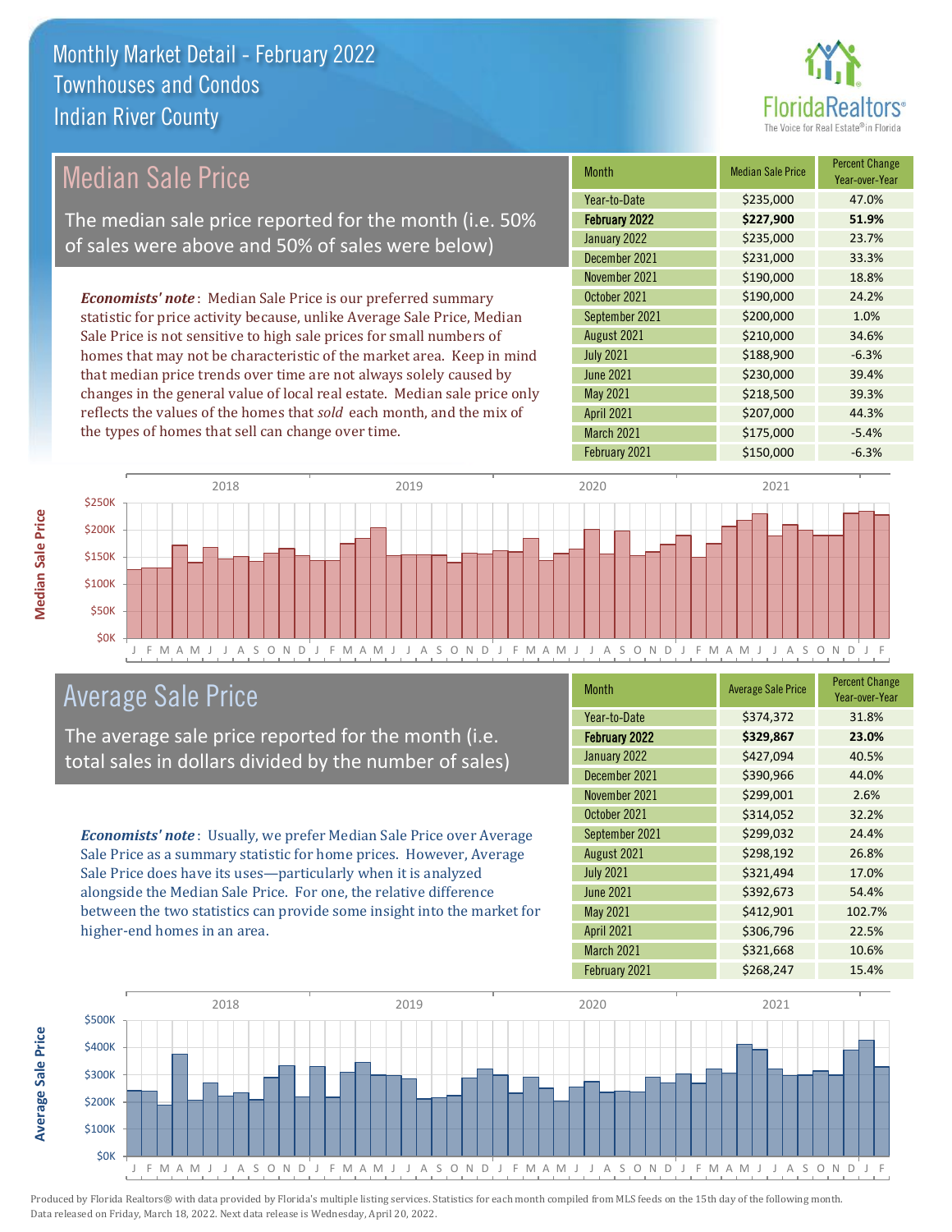# Monthly Market Detail - February 2022
## Townhouses and Condos
## Indian River County

## Median Sale Price

The median sale price reported for the month (i.e. 50% of sales were above and 50% of sales were below)

***Economists' note***: Median Sale Price is our preferred summary statistic for price activity because, unlike Average Sale Price, Median Sale Price is not sensitive to high sale prices for small numbers of homes that may not be characteristic of the market area. Keep in mind that median price trends over time are not always solely caused by changes in the general value of local real estate. Median sale price only reflects the values of the homes that *sold* each month, and the mix of the types of homes that sell can change over time.

| Month | Median Sale Price | Percent Change Year-over-Year |
| --- | --- | --- |
| Year-to-Date | $235,000 | 47.0% |
| **February 2022** | **$227,900** | **51.9%** |
| January 2022 | $235,000 | 23.7% |
| December 2021 | $231,000 | 33.3% |
| November 2021 | $190,000 | 18.8% |
| October 2021 | $190,000 | 24.2% |
| September 2021 | $200,000 | 1.0% |
| August 2021 | $210,000 | 34.6% |
| July 2021 | $188,900 | -6.3% |
| June 2021 | $230,000 | 39.4% |
| May 2021 | $218,500 | 39.3% |
| April 2021 | $207,000 | 44.3% |
| March 2021 | $175,000 | -5.4% |
| February 2021 | $150,000 | -6.3% |

## Average Sale Price

The average sale price reported for the month (i.e. total sales in dollars divided by the number of sales)

***Economists' note***: Usually, we prefer Median Sale Price over Average Sale Price as a summary statistic for home prices. However, Average Sale Price does have its uses—particularly when it is analyzed alongside the Median Sale Price. For one, the relative difference between the two statistics can provide some insight into the market for higher-end homes in an area.

| Month | Average Sale Price | Percent Change Year-over-Year |
| --- | --- | --- |
| Year-to-Date | $374,372 | 31.8% |
| **February 2022** | **$329,867** | **23.0%** |
| January 2022 | $427,094 | 40.5% |
| December 2021 | $390,966 | 44.0% |
| November 2021 | $299,001 | 2.6% |
| October 2021 | $314,052 | 32.2% |
| September 2021 | $299,032 | 24.4% |
| August 2021 | $298,192 | 26.8% |
| July 2021 | $321,494 | 17.0% |
| June 2021 | $392,673 | 54.4% |
| May 2021 | $412,901 | 102.7% |
| April 2021 | $306,796 | 22.5% |
| March 2021 | $321,668 | 10.6% |
| February 2021 | $268,247 | 15.4% |

Produced by Florida Realtors® with data provided by Florida's multiple listing services. Statistics for each month compiled from MLS feeds on the 15th day of the following month. Data released on Friday, March 18, 2022. Next data release is Wednesday, April 20, 2022.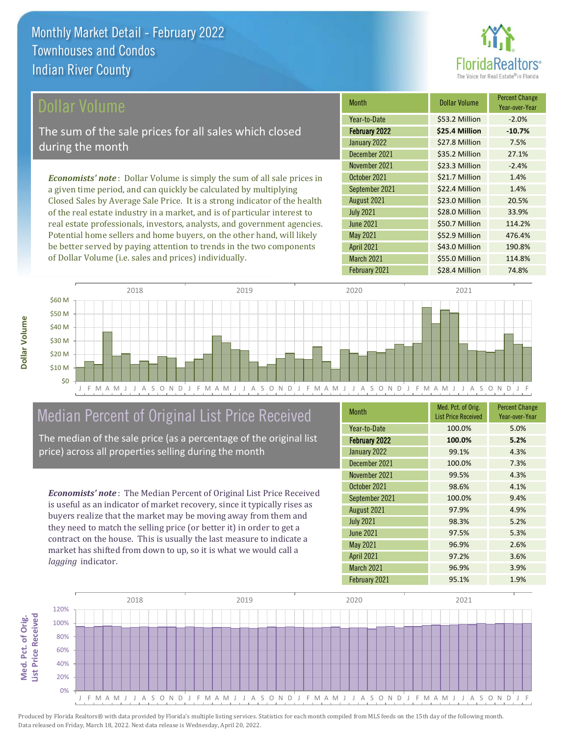# Monthly Market Detail - February 2022
## Townhouses and Condos
## Indian River County

## Dollar Volume

The sum of the sale prices for all sales which closed during the month

***Economists' note***: Dollar Volume is simply the sum of all sale prices in a given time period, and can quickly be calculated by multiplying Closed Sales by Average Sale Price. It is a strong indicator of the health of the real estate industry in a market, and is of particular interest to real estate professionals, investors, analysts, and government agencies. Potential home sellers and home buyers, on the other hand, will likely be better served by paying attention to trends in the two components of Dollar Volume (i.e. sales and prices) individually.

| Month | Dollar Volume | Percent Change Year-over-Year |
|---|---|---|
| Year-to-Date | $53.2 Million | -2.0% |
| **February 2022** | **$25.4 Million** | **-10.7%** |
| January 2022 | $27.8 Million | 7.5% |
| December 2021 | $35.2 Million | 27.1% |
| November 2021 | $23.3 Million | -2.4% |
| October 2021 | $21.7 Million | 1.4% |
| September 2021 | $22.4 Million | 1.4% |
| August 2021 | $23.0 Million | 20.5% |
| July 2021 | $28.0 Million | 33.9% |
| June 2021 | $50.7 Million | 114.2% |
| May 2021 | $52.9 Million | 476.4% |
| April 2021 | $43.0 Million | 190.8% |
| March 2021 | $55.0 Million | 114.8% |
| February 2021 | $28.4 Million | 74.8% |

## Median Percent of Original List Price Received

The median of the sale price (as a percentage of the original list price) across all properties selling during the month

***Economists' note***: The Median Percent of Original List Price Received is useful as an indicator of market recovery, since it typically rises as buyers realize that the market may be moving away from them and they need to match the selling price (or better it) in order to get a contract on the house. This is usually the last measure to indicate a market has shifted from down to up, so it is what we would call a *lagging* indicator.

| Month | Med. Pct. of Orig. List Price Received | Percent Change Year-over-Year |
|---|---|---|
| Year-to-Date | 100.0% | 5.0% |
| **February 2022** | **100.0%** | **5.2%** |
| January 2022 | 99.1% | 4.3% |
| December 2021 | 100.0% | 7.3% |
| November 2021 | 99.5% | 4.3% |
| October 2021 | 98.6% | 4.1% |
| September 2021 | 100.0% | 9.4% |
| August 2021 | 97.9% | 4.9% |
| July 2021 | 98.3% | 5.2% |
| June 2021 | 97.5% | 5.3% |
| May 2021 | 96.9% | 2.6% |
| April 2021 | 97.2% | 3.6% |
| March 2021 | 96.9% | 3.9% |
| February 2021 | 95.1% | 1.9% |

Produced by Florida Realtors® with data provided by Florida's multiple listing services. Statistics for each month compiled from MLS feeds on the 15th day of the following month. Data released on Friday, March 18, 2022. Next data release is Wednesday, April 20, 2022.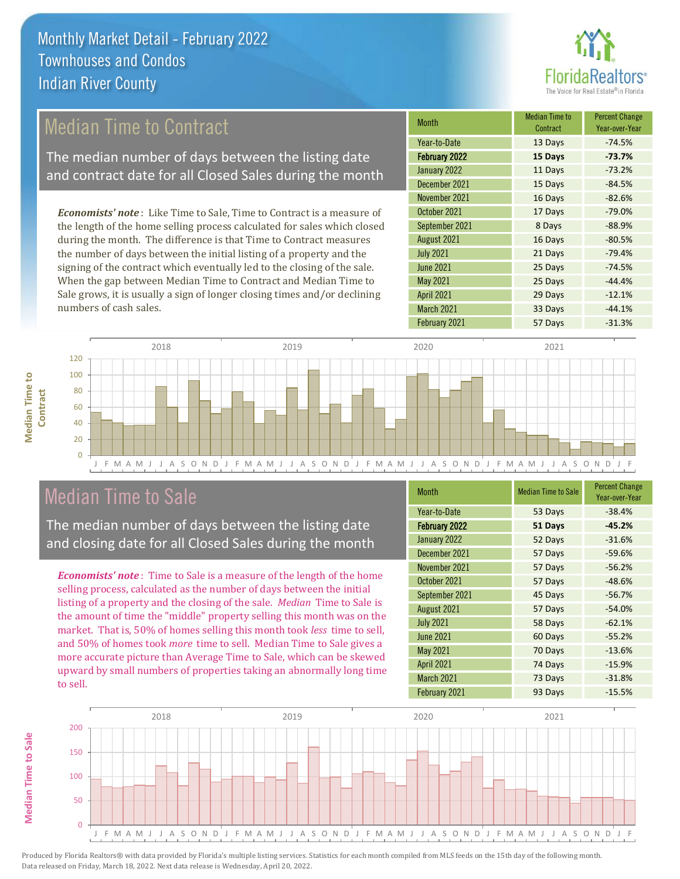# Monthly Market Detail - February 2022
## Townhouses and Condos
## Indian River County

## Median Time to Contract

The median number of days between the listing date and contract date for all Closed Sales during the month

***Economists' note***: Like Time to Sale, Time to Contract is a measure of the length of the home selling process calculated for sales which closed during the month. The difference is that Time to Contract measures the number of days between the initial listing of a property and the signing of the contract which eventually led to the closing of the sale. When the gap between Median Time to Contract and Median Time to Sale grows, it is usually a sign of longer closing times and/or declining numbers of cash sales.

| Month | Median Time to Contract | Percent Change Year-over-Year |
|---|---|---|
| Year-to-Date | 13 Days | -74.5% |
| **February 2022** | **15 Days** | **-73.7%** |
| January 2022 | 11 Days | -73.2% |
| December 2021 | 15 Days | -84.5% |
| November 2021 | 16 Days | -82.6% |
| October 2021 | 17 Days | -79.0% |
| September 2021 | 8 Days | -88.9% |
| August 2021 | 16 Days | -80.5% |
| July 2021 | 21 Days | -79.4% |
| June 2021 | 25 Days | -74.5% |
| May 2021 | 25 Days | -44.4% |
| April 2021 | 29 Days | -12.1% |
| March 2021 | 33 Days | -44.1% |
| February 2021 | 57 Days | -31.3% |

## Median Time to Sale

The median number of days between the listing date and closing date for all Closed Sales during the month

***Economists' note***: Time to Sale is a measure of the length of the home selling process, calculated as the number of days between the initial listing of a property and the closing of the sale. *Median* Time to Sale is the amount of time the "middle" property selling this month was on the market. That is, 50% of homes selling this month took *less* time to sell, and 50% of homes took *more* time to sell. Median Time to Sale gives a more accurate picture than Average Time to Sale, which can be skewed upward by small numbers of properties taking an abnormally long time to sell.

| Month | Median Time to Sale | Percent Change Year-over-Year |
|---|---|---|
| Year-to-Date | 53 Days | -38.4% |
| **February 2022** | **51 Days** | **-45.2%** |
| January 2022 | 52 Days | -31.6% |
| December 2021 | 57 Days | -59.6% |
| November 2021 | 57 Days | -56.2% |
| October 2021 | 57 Days | -48.6% |
| September 2021 | 45 Days | -56.7% |
| August 2021 | 57 Days | -54.0% |
| July 2021 | 58 Days | -62.1% |
| June 2021 | 60 Days | -55.2% |
| May 2021 | 70 Days | -13.6% |
| April 2021 | 74 Days | -15.9% |
| March 2021 | 73 Days | -31.8% |
| February 2021 | 93 Days | -15.5% |

Produced by Florida Realtors® with data provided by Florida's multiple listing services. Statistics for each month compiled from MLS feeds on the 15th day of the following month. Data released on Friday, March 18, 2022. Next data release is Wednesday, April 20, 2022.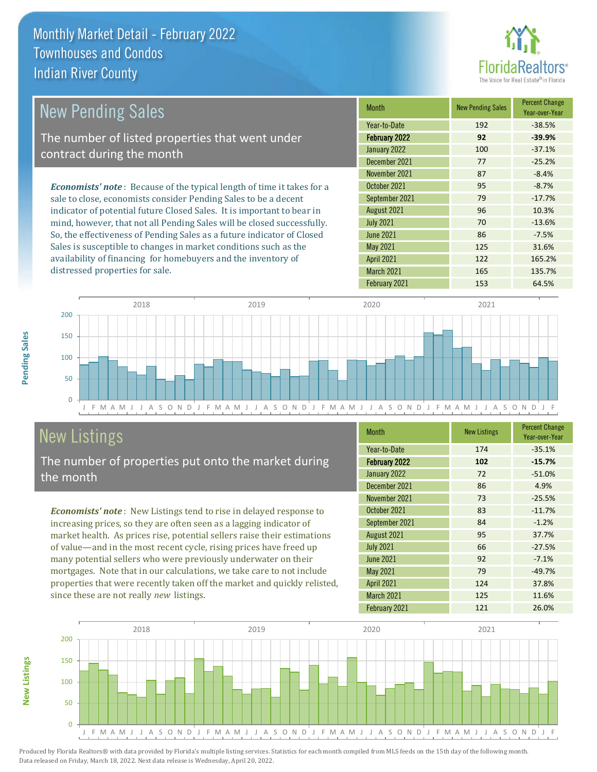# Monthly Market Detail - February 2022
## Townhouses and Condos
## Indian River County

## New Pending Sales

The number of listed properties that went under contract during the month

***Economists' note***: Because of the typical length of time it takes for a sale to close, economists consider Pending Sales to be a decent indicator of potential future Closed Sales. It is important to bear in mind, however, that not all Pending Sales will be closed successfully. So, the effectiveness of Pending Sales as a future indicator of Closed Sales is susceptible to changes in market conditions such as the availability of financing for homebuyers and the inventory of distressed properties for sale.

| Month | New Pending Sales | Percent Change Year-over-Year |
|---|---|---|
| Year-to-Date | 192 | -38.5% |
| **February 2022** | **92** | **-39.9%** |
| January 2022 | 100 | -37.1% |
| December 2021 | 77 | -25.2% |
| November 2021 | 87 | -8.4% |
| October 2021 | 95 | -8.7% |
| September 2021 | 79 | -17.7% |
| August 2021 | 96 | 10.3% |
| July 2021 | 70 | -13.6% |
| June 2021 | 86 | -7.5% |
| May 2021 | 125 | 31.6% |
| April 2021 | 122 | 165.2% |
| March 2021 | 165 | 135.7% |
| February 2021 | 153 | 64.5% |

## New Listings

The number of properties put onto the market during the month

***Economists' note***: New Listings tend to rise in delayed response to increasing prices, so they are often seen as a lagging indicator of market health. As prices rise, potential sellers raise their estimations of value—and in the most recent cycle, rising prices have freed up many potential sellers who were previously underwater on their mortgages. Note that in our calculations, we take care to not include properties that were recently taken off the market and quickly relisted, since these are not really *new* listings.

| Month | New Listings | Percent Change Year-over-Year |
|---|---|---|
| Year-to-Date | 174 | -35.1% |
| **February 2022** | **102** | **-15.7%** |
| January 2022 | 72 | -51.0% |
| December 2021 | 86 | 4.9% |
| November 2021 | 73 | -25.5% |
| October 2021 | 83 | -11.7% |
| September 2021 | 84 | -1.2% |
| August 2021 | 95 | 37.7% |
| July 2021 | 66 | -27.5% |
| June 2021 | 92 | -7.1% |
| May 2021 | 79 | -49.7% |
| April 2021 | 124 | 37.8% |
| March 2021 | 125 | 11.6% |
| February 2021 | 121 | 26.0% |

Produced by Florida Realtors® with data provided by Florida's multiple listing services. Statistics for each month compiled from MLS feeds on the 15th day of the following month. Data released on Friday, March 18, 2022. Next data release is Wednesday, April 20, 2022.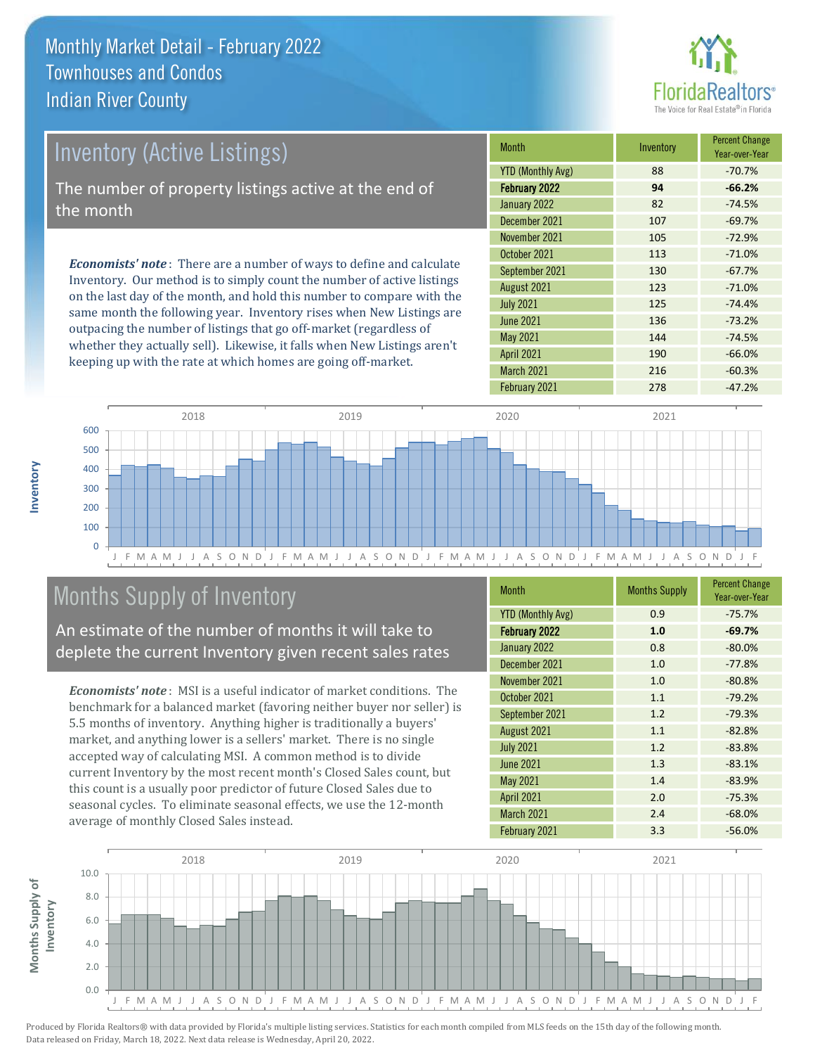# Monthly Market Detail - February 2022
## Townhouses and Condos
## Indian River County

## Inventory (Active Listings)

The number of property listings active at the end of the month

*Economists' note*: There are a number of ways to define and calculate Inventory. Our method is to simply count the number of active listings on the last day of the month, and hold this number to compare with the same month the following year. Inventory rises when New Listings are outpacing the number of listings that go off-market (regardless of whether they actually sell). Likewise, it falls when New Listings aren't keeping up with the rate at which homes are going off-market.

| Month | Inventory | Percent Change Year-over-Year |
|---|---|---|
| YTD (Monthly Avg) | 88 | -70.7% |
| **February 2022** | **94** | **-66.2%** |
| January 2022 | 82 | -74.5% |
| December 2021 | 107 | -69.7% |
| November 2021 | 105 | -72.9% |
| October 2021 | 113 | -71.0% |
| September 2021 | 130 | -67.7% |
| August 2021 | 123 | -71.0% |
| July 2021 | 125 | -74.4% |
| June 2021 | 136 | -73.2% |
| May 2021 | 144 | -74.5% |
| April 2021 | 190 | -66.0% |
| March 2021 | 216 | -60.3% |
| February 2021 | 278 | -47.2% |

## Months Supply of Inventory

An estimate of the number of months it will take to deplete the current Inventory given recent sales rates

*Economists' note*: MSI is a useful indicator of market conditions. The benchmark for a balanced market (favoring neither buyer nor seller) is 5.5 months of inventory. Anything higher is traditionally a buyers' market, and anything lower is a sellers' market. There is no single accepted way of calculating MSI. A common method is to divide current Inventory by the most recent month's Closed Sales count, but this count is a usually poor predictor of future Closed Sales due to seasonal cycles. To eliminate seasonal effects, we use the 12-month average of monthly Closed Sales instead.

| Month | Months Supply | Percent Change Year-over-Year |
|---|---|---|
| YTD (Monthly Avg) | 0.9 | -75.7% |
| **February 2022** | **1.0** | **-69.7%** |
| January 2022 | 0.8 | -80.0% |
| December 2021 | 1.0 | -77.8% |
| November 2021 | 1.0 | -80.8% |
| October 2021 | 1.1 | -79.2% |
| September 2021 | 1.2 | -79.3% |
| August 2021 | 1.1 | -82.8% |
| July 2021 | 1.2 | -83.8% |
| June 2021 | 1.3 | -83.1% |
| May 2021 | 1.4 | -83.9% |
| April 2021 | 2.0 | -75.3% |
| March 2021 | 2.4 | -68.0% |
| February 2021 | 3.3 | -56.0% |

Produced by Florida Realtors® with data provided by Florida's multiple listing services. Statistics for each month compiled from MLS feeds on the 15th day of the following month. Data released on Friday, March 18, 2022. Next data release is Wednesday, April 20, 2022.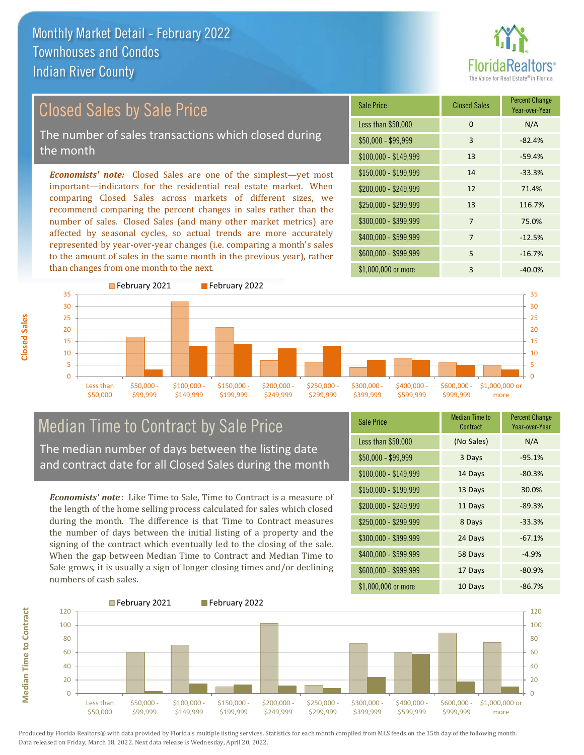# Monthly Market Detail - February 2022
## Townhouses and Condos
## Indian River County

## Closed Sales by Sale Price

The number of sales transactions which closed during the month

***Economists' note:*** Closed Sales are one of the simplest—yet most important—indicators for the residential real estate market. When comparing Closed Sales across markets of different sizes, we recommend comparing the percent changes in sales rather than the number of sales. Closed Sales (and many other market metrics) are affected by seasonal cycles, so actual trends are more accurately represented by year-over-year changes (i.e. comparing a month's sales to the amount of sales in the same month in the previous year), rather than changes from one month to the next.

| Sale Price | Closed Sales | Percent Change Year-over-Year |
|---|---|---|
| Less than $50,000 | 0 | N/A |
| $50,000 - $99,999 | 3 | -82.4% |
| $100,000 - $149,999 | 13 | -59.4% |
| $150,000 - $199,999 | 14 | -33.3% |
| $200,000 - $249,999 | 12 | 71.4% |
| $250,000 - $299,999 | 13 | 116.7% |
| $300,000 - $399,999 | 7 | 75.0% |
| $400,000 - $599,999 | 7 | -12.5% |
| $600,000 - $999,999 | 5 | -16.7% |
| $1,000,000 or more | 3 | -40.0% |

## Median Time to Contract by Sale Price

The median number of days between the listing date and contract date for all Closed Sales during the month

***Economists' note***: Like Time to Sale, Time to Contract is a measure of the length of the home selling process calculated for sales which closed during the month. The difference is that Time to Contract measures the number of days between the initial listing of a property and the signing of the contract which eventually led to the closing of the sale. When the gap between Median Time to Contract and Median Time to Sale grows, it is usually a sign of longer closing times and/or declining numbers of cash sales.

| Sale Price | Median Time to Contract | Percent Change Year-over-Year |
|---|---|---|
| Less than $50,000 | (No Sales) | N/A |
| $50,000 - $99,999 | 3 Days | -95.1% |
| $100,000 - $149,999 | 14 Days | -80.3% |
| $150,000 - $199,999 | 13 Days | 30.0% |
| $200,000 - $249,999 | 11 Days | -89.3% |
| $250,000 - $299,999 | 8 Days | -33.3% |
| $300,000 - $399,999 | 24 Days | -67.1% |
| $400,000 - $599,999 | 58 Days | -4.9% |
| $600,000 - $999,999 | 17 Days | -80.9% |
| $1,000,000 or more | 10 Days | -86.7% |

Produced by Florida Realtors® with data provided by Florida's multiple listing services. Statistics for each month compiled from MLS feeds on the 15th day of the following month. Data released on Friday, March 18, 2022. Next data release is Wednesday, April 20, 2022.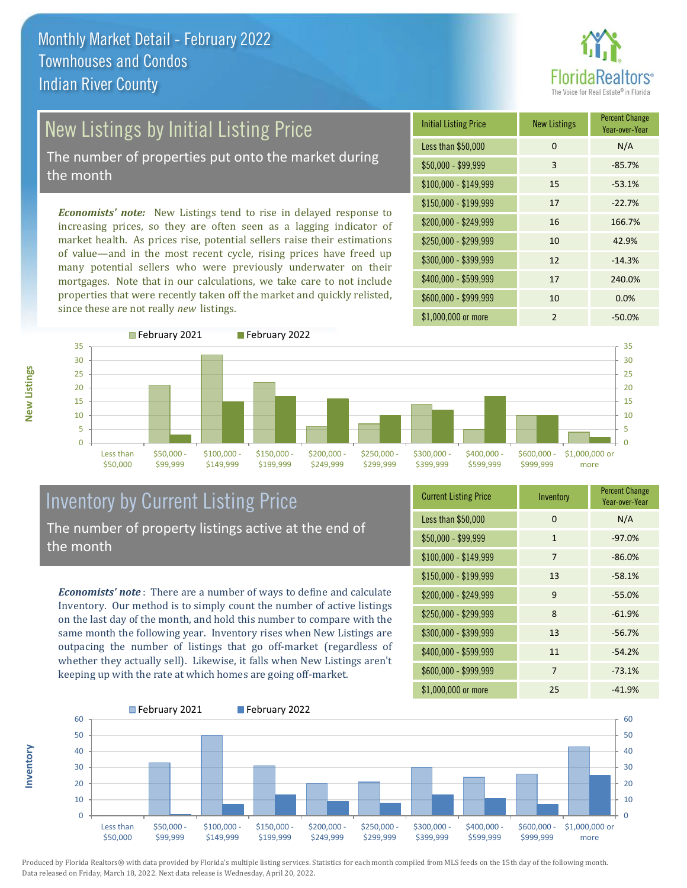# Monthly Market Detail - February 2022
## Townhouses and Condos
## Indian River County

## New Listings by Initial Listing Price

The number of properties put onto the market during the month

*Economists' note:* New Listings tend to rise in delayed response to increasing prices, so they are often seen as a lagging indicator of market health. As prices rise, potential sellers raise their estimations of value—and in the most recent cycle, rising prices have freed up many potential sellers who were previously underwater on their mortgages. Note that in our calculations, we take care to not include properties that were recently taken off the market and quickly relisted, since these are not really *new* listings.

| Initial Listing Price | New Listings | Percent Change Year-over-Year |
|---|---|---|
| Less than $50,000 | 0 | N/A |
| $50,000 - $99,999 | 3 | -85.7% |
| $100,000 - $149,999 | 15 | -53.1% |
| $150,000 - $199,999 | 17 | -22.7% |
| $200,000 - $249,999 | 16 | 166.7% |
| $250,000 - $299,999 | 10 | 42.9% |
| $300,000 - $399,999 | 12 | -14.3% |
| $400,000 - $599,999 | 17 | 240.0% |
| $600,000 - $999,999 | 10 | 0.0% |
| $1,000,000 or more | 2 | -50.0% |

## Inventory by Current Listing Price

The number of property listings active at the end of the month

*Economists' note*: There are a number of ways to define and calculate Inventory. Our method is to simply count the number of active listings on the last day of the month, and hold this number to compare with the same month the following year. Inventory rises when New Listings are outpacing the number of listings that go off-market (regardless of whether they actually sell). Likewise, it falls when New Listings aren't keeping up with the rate at which homes are going off-market.

| Current Listing Price | Inventory | Percent Change Year-over-Year |
|---|---|---|
| Less than $50,000 | 0 | N/A |
| $50,000 - $99,999 | 1 | -97.0% |
| $100,000 - $149,999 | 7 | -86.0% |
| $150,000 - $199,999 | 13 | -58.1% |
| $200,000 - $249,999 | 9 | -55.0% |
| $250,000 - $299,999 | 8 | -61.9% |
| $300,000 - $399,999 | 13 | -56.7% |
| $400,000 - $599,999 | 11 | -54.2% |
| $600,000 - $999,999 | 7 | -73.1% |
| $1,000,000 or more | 25 | -41.9% |

Produced by Florida Realtors® with data provided by Florida's multiple listing services. Statistics for each month compiled from MLS feeds on the 15th day of the following month. Data released on Friday, March 18, 2022. Next data release is Wednesday, April 20, 2022.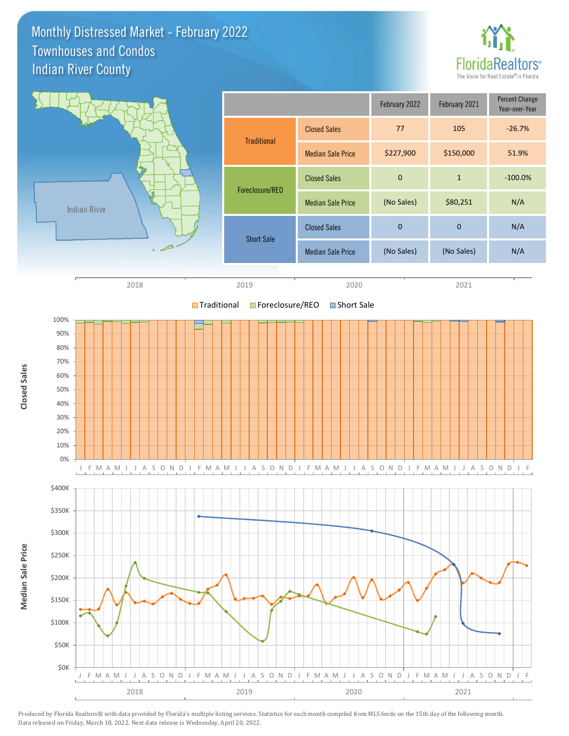# Monthly Distressed Market - February 2022
## Townhouses and Condos
## Indian River County

FloridaRealtors®
The Voice for Real Estate® in Florida

Indian River

| | | February 2022 | February 2021 | Percent Change Year-over-Year |
|---|---|---|---|---|
| Traditional | Closed Sales | 77 | 105 | -26.7% |
| | Median Sale Price | $227,900 | $150,000 | 51.9% |
| Foreclosure/REO | Closed Sales | 0 | 1 | -100.0% |
| | Median Sale Price | (No Sales) | $80,251 | N/A |
| Short Sale | Closed Sales | 0 | 0 | N/A |
| | Median Sale Price | (No Sales) | (No Sales) | N/A |

2018 2019 2020 2021

Traditional Foreclosure/REO Short Sale

Closed Sales

100% 90% 80% 70% 60% 50% 40% 30% 20% 10% 0%

J F M A M J J A S O N D J F M A M J J A S O N D J F M A M J J A S O N D J F M A M J J A S O N D J F

Median Sale Price

$400K $350K $300K $250K $200K $150K $100K $50K $0K

J F M A M J J A S O N D J F M A M J J A S O N D J F M A M J J A S O N D J F M A M J J A S O N D J F

2018 2019 2020 2021

Produced by Florida Realtors® with data provided by Florida's multiple listing services. Statistics for each month compiled from MLS feeds on the 15th day of the following month. Data released on Friday, March 18, 2022. Next data release is Wednesday, April 20, 2022.